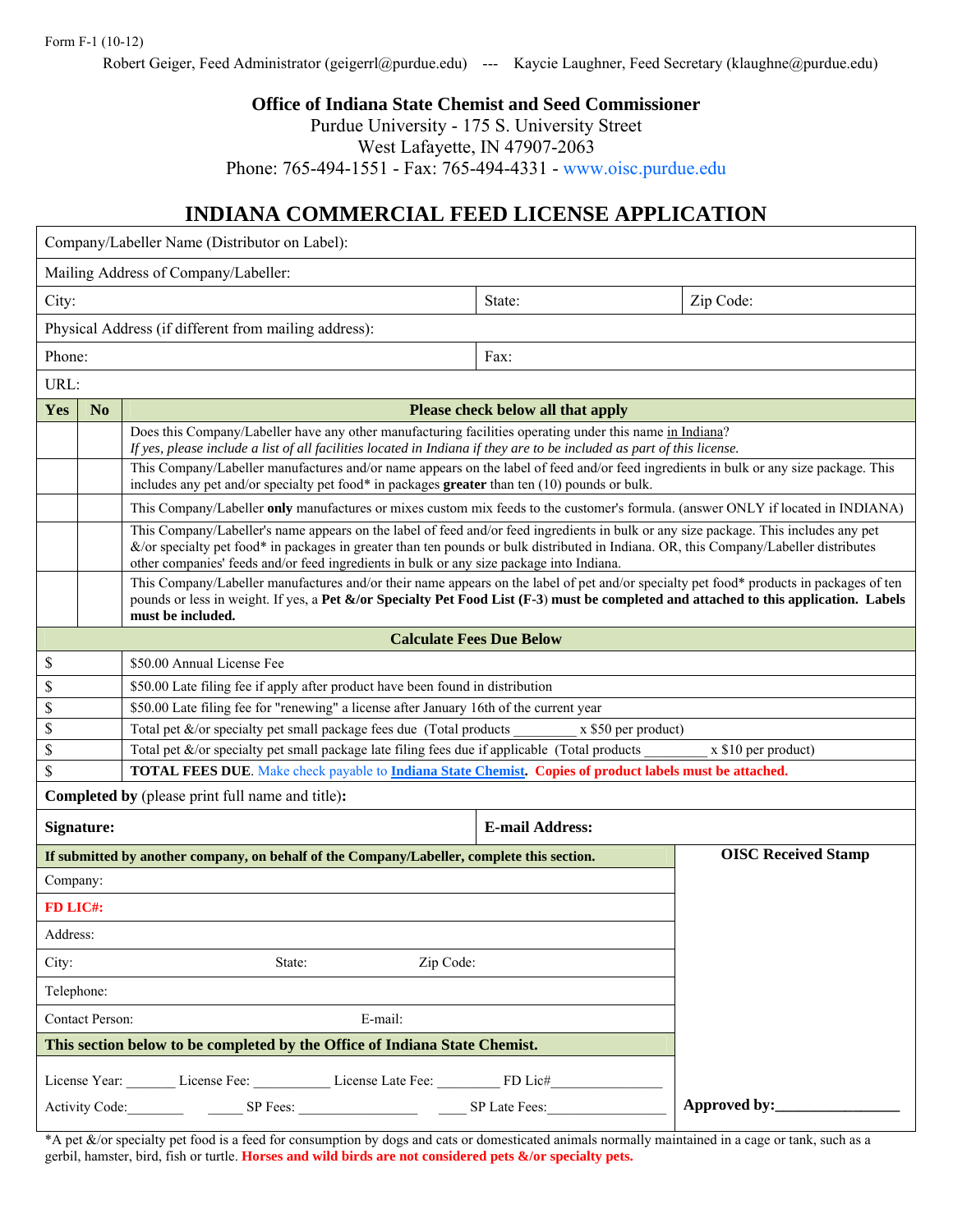Form F-1 (10-12)

Robert Geiger, Feed Administrator (geigerrl@purdue.edu) --- Kaycie Laughner, Feed Secretary (klaughne@purdue.edu)

**Office of Indiana State Chemist and Seed Commissioner**
Purdue University - 175 S. University Street
West Lafayette, IN 47907-2063
Phone: 765-494-1551 - Fax: 765-494-4331 - www.oisc.purdue.edu

# INDIANA COMMERCIAL FEED LICENSE APPLICATION

| | | |
|---|---|---|
| Company/Labeller Name (Distributor on Label): | | |
| Mailing Address of Company/Labeller: | | |
| City: | State: | Zip Code: |
| Physical Address (if different from mailing address): | | |
| Phone: | Fax: | |
| URL: | | |

| Yes | No | Please check below all that apply |
|---|---|---|
| | | Does this Company/Labeller have any other manufacturing facilities operating under this name in Indiana? *If yes, please include a list of all facilities located in Indiana if they are to be included as part of this license.* |
| | | This Company/Labeller manufactures and/or name appears on the label of feed and/or feed ingredients in bulk or any size package. This includes any pet and/or specialty pet food* in packages **greater** than ten (10) pounds or bulk. |
| | | This Company/Labeller **only** manufactures or mixes custom mix feeds to the customer's formula. (answer ONLY if located in INDIANA) |
| | | This Company/Labeller's name appears on the label of feed and/or feed ingredients in bulk or any size package. This includes any pet &/or specialty pet food* in packages in greater than ten pounds or bulk distributed in Indiana. OR, this Company/Labeller distributes other companies' feeds and/or feed ingredients in bulk or any size package into Indiana. |
| | | This Company/Labeller manufactures and/or their name appears on the label of pet and/or specialty pet food* products in packages of ten pounds or less in weight. If yes, a **Pet &/or Specialty Pet Food List (F-3) must be completed and attached to this application. Labels must be included.** |

| | Calculate Fees Due Below |
|---|---|
| $ | $50.00 Annual License Fee |
| $ | $50.00 Late filing fee if apply after product have been found in distribution |
| $ | $50.00 Late filing fee for "renewing" a license after January 16th of the current year |
| $ | Total pet &/or specialty pet small package fees due (Total products _________ x $50 per product) |
| $ | Total pet &/or specialty pet small package late filing fees due if applicable (Total products _________ x $10 per product) |
| $ | **TOTAL FEES DUE**. Make check payable to **Indiana State Chemist**. **Copies of product labels must be attached.** |

**Completed by** (please print full name and title)**:**

| **Signature:** | **E-mail Address:** |
|---|---|

**If submitted by another company, on behalf of the Company/Labeller, complete this section.**

Company:

**FD LIC#:**

Address:

City: State: Zip Code:

Telephone:

Contact Person: E-mail:

**This section below to be completed by the Office of Indiana State Chemist.**

License Year: _______ License Fee: ___________ License Late Fee: _________ FD Lic#________________

Activity Code:________ _____ SP Fees: ________________ ____ SP Late Fees:________________

**OISC Received Stamp**

**Approved by:________________**

*A pet &/or specialty pet food is a feed for consumption by dogs and cats or domesticated animals normally maintained in a cage or tank, such as a gerbil, hamster, bird, fish or turtle. **Horses and wild birds are not considered pets &/or specialty pets.**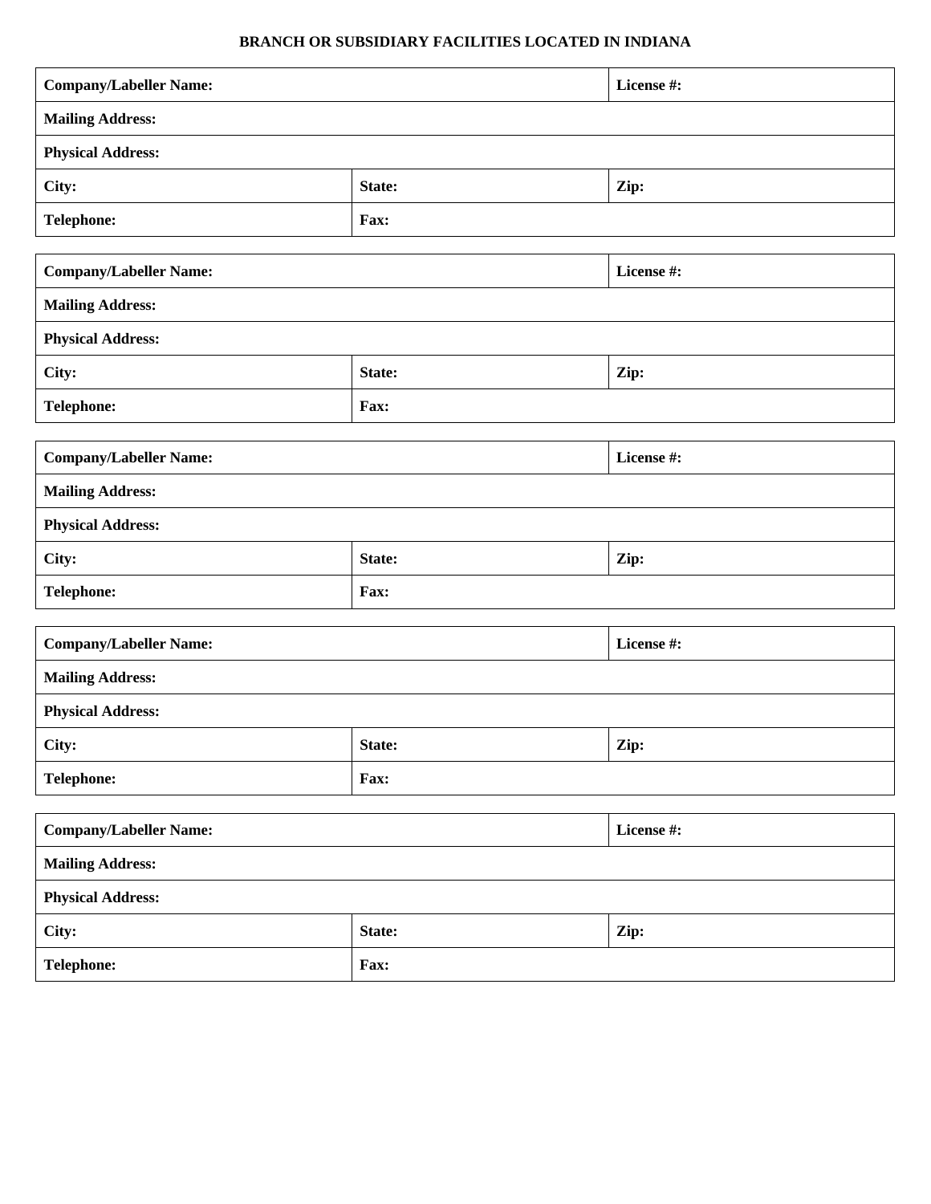**BRANCH OR SUBSIDIARY FACILITIES LOCATED IN INDIANA**

| | | |
|---|---|---|
| **Company/Labeller Name:** | | **License #:** |
| **Mailing Address:** | | |
| **Physical Address:** | | |
| **City:** | **State:** | **Zip:** |
| **Telephone:** | **Fax:** | |

| | | |
|---|---|---|
| **Company/Labeller Name:** | | **License #:** |
| **Mailing Address:** | | |
| **Physical Address:** | | |
| **City:** | **State:** | **Zip:** |
| **Telephone:** | **Fax:** | |

| | | |
|---|---|---|
| **Company/Labeller Name:** | | **License #:** |
| **Mailing Address:** | | |
| **Physical Address:** | | |
| **City:** | **State:** | **Zip:** |
| **Telephone:** | **Fax:** | |

| | | |
|---|---|---|
| **Company/Labeller Name:** | | **License #:** |
| **Mailing Address:** | | |
| **Physical Address:** | | |
| **City:** | **State:** | **Zip:** |
| **Telephone:** | **Fax:** | |

| | | |
|---|---|---|
| **Company/Labeller Name:** | | **License #:** |
| **Mailing Address:** | | |
| **Physical Address:** | | |
| **City:** | **State:** | **Zip:** |
| **Telephone:** | **Fax:** | |